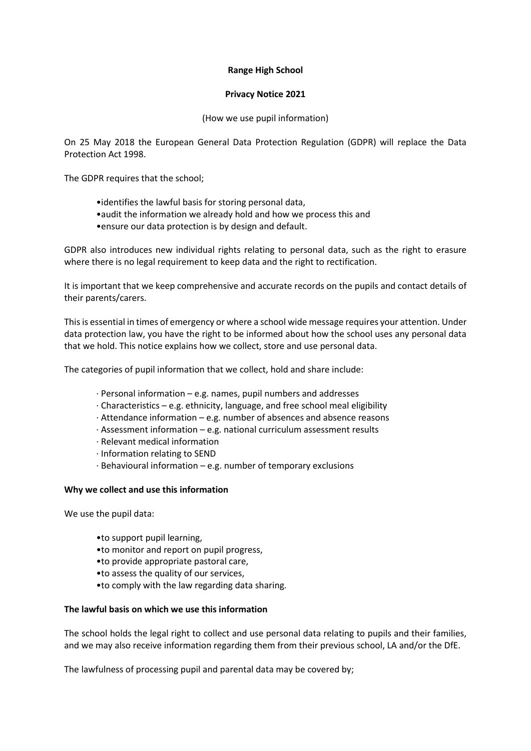**Range High School**

**Privacy Notice 2021**

(How we use pupil information)

On 25 May 2018 the European General Data Protection Regulation (GDPR) will replace the Data Protection Act 1998.

The GDPR requires that the school;

- identifies the lawful basis for storing personal data,
- audit the information we already hold and how we process this and
- ensure our data protection is by design and default.

GDPR also introduces new individual rights relating to personal data, such as the right to erasure where there is no legal requirement to keep data and the right to rectification.

It is important that we keep comprehensive and accurate records on the pupils and contact details of their parents/carers.

This is essential in times of emergency or where a school wide message requires your attention. Under data protection law, you have the right to be informed about how the school uses any personal data that we hold. This notice explains how we collect, store and use personal data.

The categories of pupil information that we collect, hold and share include:

- Personal information – e.g. names, pupil numbers and addresses
- Characteristics – e.g. ethnicity, language, and free school meal eligibility
- Attendance information – e.g. number of absences and absence reasons
- Assessment information – e.g. national curriculum assessment results
- Relevant medical information
- Information relating to SEND
- Behavioural information – e.g. number of temporary exclusions

**Why we collect and use this information**

We use the pupil data:

- to support pupil learning,
- to monitor and report on pupil progress,
- to provide appropriate pastoral care,
- to assess the quality of our services,
- to comply with the law regarding data sharing.

**The lawful basis on which we use this information**

The school holds the legal right to collect and use personal data relating to pupils and their families, and we may also receive information regarding them from their previous school, LA and/or the DfE.

The lawfulness of processing pupil and parental data may be covered by;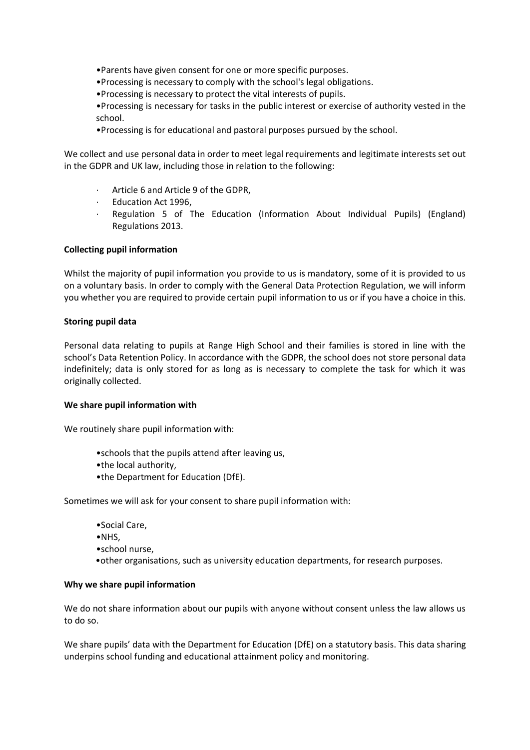- Parents have given consent for one or more specific purposes.
- Processing is necessary to comply with the school's legal obligations.
- Processing is necessary to protect the vital interests of pupils.
- Processing is necessary for tasks in the public interest or exercise of authority vested in the school.
- Processing is for educational and pastoral purposes pursued by the school.

We collect and use personal data in order to meet legal requirements and legitimate interests set out in the GDPR and UK law, including those in relation to the following:

- Article 6 and Article 9 of the GDPR,
- Education Act 1996,
- Regulation 5 of The Education (Information About Individual Pupils) (England) Regulations 2013.

**Collecting pupil information**

Whilst the majority of pupil information you provide to us is mandatory, some of it is provided to us on a voluntary basis. In order to comply with the General Data Protection Regulation, we will inform you whether you are required to provide certain pupil information to us or if you have a choice in this.

**Storing pupil data**

Personal data relating to pupils at Range High School and their families is stored in line with the school's Data Retention Policy. In accordance with the GDPR, the school does not store personal data indefinitely; data is only stored for as long as is necessary to complete the task for which it was originally collected.

**We share pupil information with**

We routinely share pupil information with:

- schools that the pupils attend after leaving us,
- the local authority,
- the Department for Education (DfE).

Sometimes we will ask for your consent to share pupil information with:

- Social Care,
- NHS,
- school nurse,
- other organisations, such as university education departments, for research purposes.

**Why we share pupil information**

We do not share information about our pupils with anyone without consent unless the law allows us to do so.

We share pupils' data with the Department for Education (DfE) on a statutory basis. This data sharing underpins school funding and educational attainment policy and monitoring.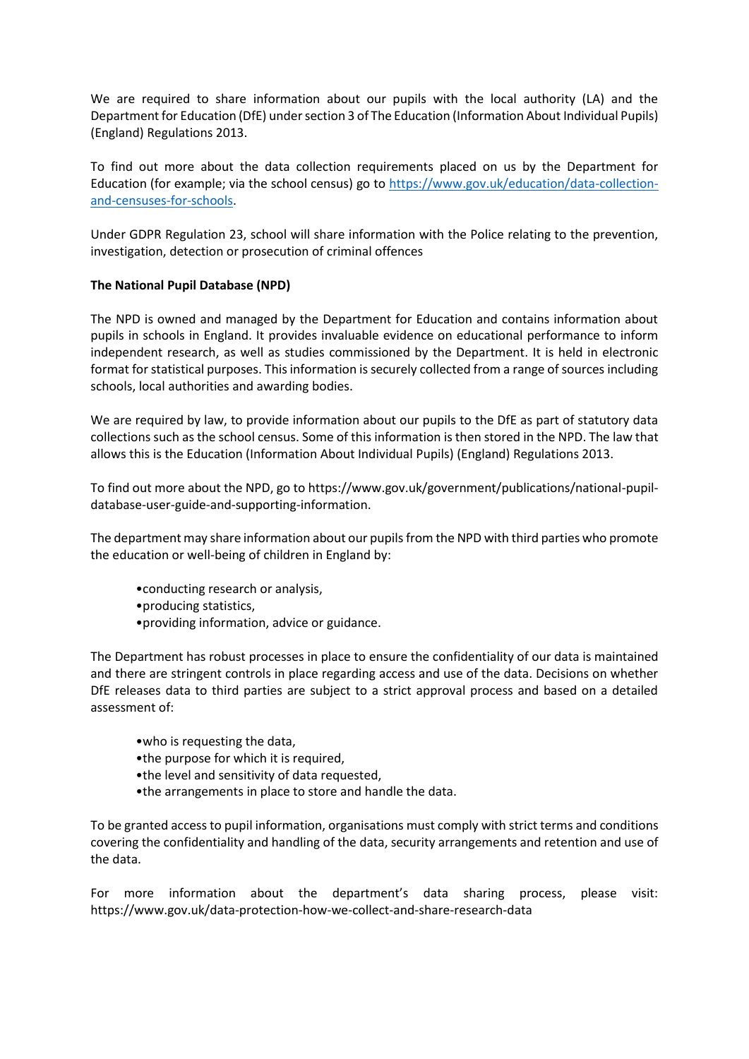We are required to share information about our pupils with the local authority (LA) and the Department for Education (DfE) under section 3 of The Education (Information About Individual Pupils) (England) Regulations 2013.

To find out more about the data collection requirements placed on us by the Department for Education (for example; via the school census) go to [https://www.gov.uk/education/data-collection-and-censuses-for-schools](https://www.gov.uk/education/data-collection-and-censuses-for-schools).

Under GDPR Regulation 23, school will share information with the Police relating to the prevention, investigation, detection or prosecution of criminal offences

**The National Pupil Database (NPD)**

The NPD is owned and managed by the Department for Education and contains information about pupils in schools in England. It provides invaluable evidence on educational performance to inform independent research, as well as studies commissioned by the Department. It is held in electronic format for statistical purposes. This information is securely collected from a range of sources including schools, local authorities and awarding bodies.

We are required by law, to provide information about our pupils to the DfE as part of statutory data collections such as the school census. Some of this information is then stored in the NPD. The law that allows this is the Education (Information About Individual Pupils) (England) Regulations 2013.

To find out more about the NPD, go to https://www.gov.uk/government/publications/national-pupil-database-user-guide-and-supporting-information.

The department may share information about our pupils from the NPD with third parties who promote the education or well-being of children in England by:

- conducting research or analysis,
- producing statistics,
- providing information, advice or guidance.

The Department has robust processes in place to ensure the confidentiality of our data is maintained and there are stringent controls in place regarding access and use of the data. Decisions on whether DfE releases data to third parties are subject to a strict approval process and based on a detailed assessment of:

- who is requesting the data,
- the purpose for which it is required,
- the level and sensitivity of data requested,
- the arrangements in place to store and handle the data.

To be granted access to pupil information, organisations must comply with strict terms and conditions covering the confidentiality and handling of the data, security arrangements and retention and use of the data.

For more information about the department's data sharing process, please visit: https://www.gov.uk/data-protection-how-we-collect-and-share-research-data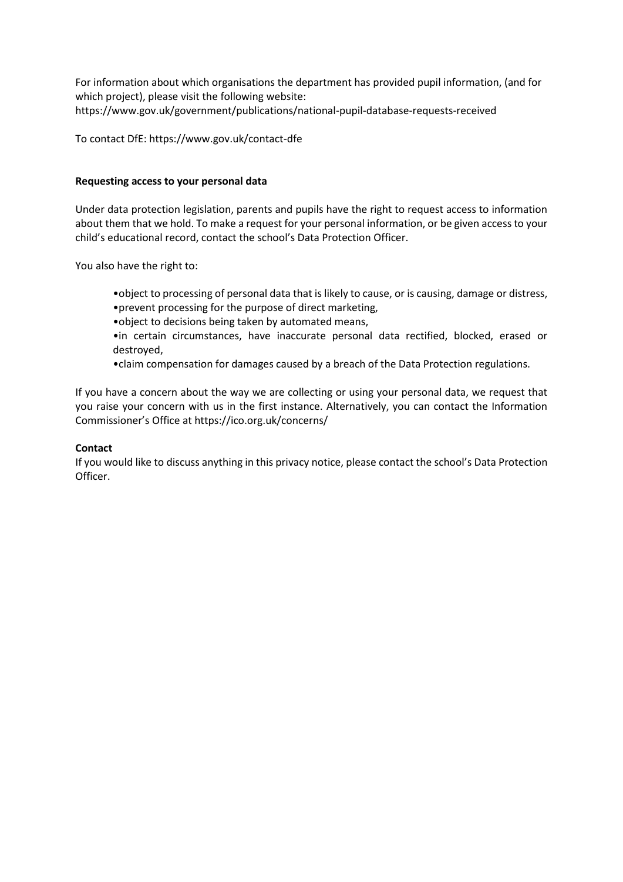For information about which organisations the department has provided pupil information, (and for which project), please visit the following website:
https://www.gov.uk/government/publications/national-pupil-database-requests-received

To contact DfE: https://www.gov.uk/contact-dfe

**Requesting access to your personal data**

Under data protection legislation, parents and pupils have the right to request access to information about them that we hold. To make a request for your personal information, or be given access to your child's educational record, contact the school's Data Protection Officer.

You also have the right to:

- object to processing of personal data that is likely to cause, or is causing, damage or distress,
- prevent processing for the purpose of direct marketing,
- object to decisions being taken by automated means,
- in certain circumstances, have inaccurate personal data rectified, blocked, erased or destroyed,
- claim compensation for damages caused by a breach of the Data Protection regulations.

If you have a concern about the way we are collecting or using your personal data, we request that you raise your concern with us in the first instance. Alternatively, you can contact the Information Commissioner's Office at https://ico.org.uk/concerns/

**Contact**

If you would like to discuss anything in this privacy notice, please contact the school's Data Protection Officer.